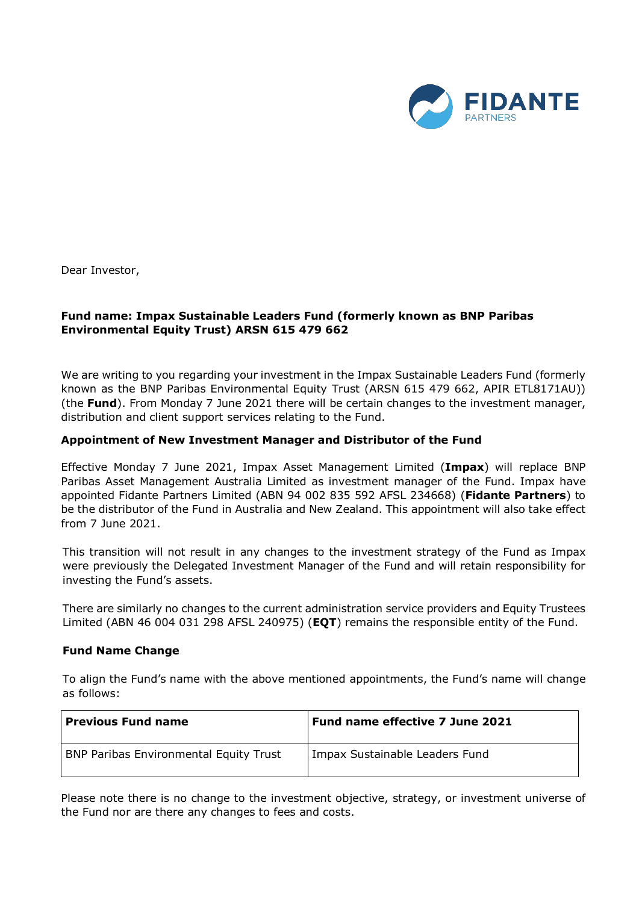Dear Investor,

**Fund name: Impax Sustainable Leaders Fund (formerly known as BNP Paribas Environmental Equity Trust) ARSN 615 479 662**

We are writing to you regarding your investment in the Impax Sustainable Leaders Fund (formerly known as the BNP Paribas Environmental Equity Trust (ARSN 615 479 662, APIR ETL8171AU)) (the **Fund**). From Monday 7 June 2021 there will be certain changes to the investment manager, distribution and client support services relating to the Fund.

**Appointment of New Investment Manager and Distributor of the Fund**

Effective Monday 7 June 2021, Impax Asset Management Limited (**Impax**) will replace BNP Paribas Asset Management Australia Limited as investment manager of the Fund. Impax have appointed Fidante Partners Limited (ABN 94 002 835 592 AFSL 234668) (**Fidante Partners**) to be the distributor of the Fund in Australia and New Zealand. This appointment will also take effect from 7 June 2021.

This transition will not result in any changes to the investment strategy of the Fund as Impax were previously the Delegated Investment Manager of the Fund and will retain responsibility for investing the Fund's assets.

There are similarly no changes to the current administration service providers and Equity Trustees Limited (ABN 46 004 031 298 AFSL 240975) (**EQT**) remains the responsible entity of the Fund.

**Fund Name Change**

To align the Fund's name with the above mentioned appointments, the Fund's name will change as follows:

| Previous Fund name | Fund name effective 7 June 2021 |
| --- | --- |
| BNP Paribas Environmental Equity Trust | Impax Sustainable Leaders Fund |

Please note there is no change to the investment objective, strategy, or investment universe of the Fund nor are there any changes to fees and costs.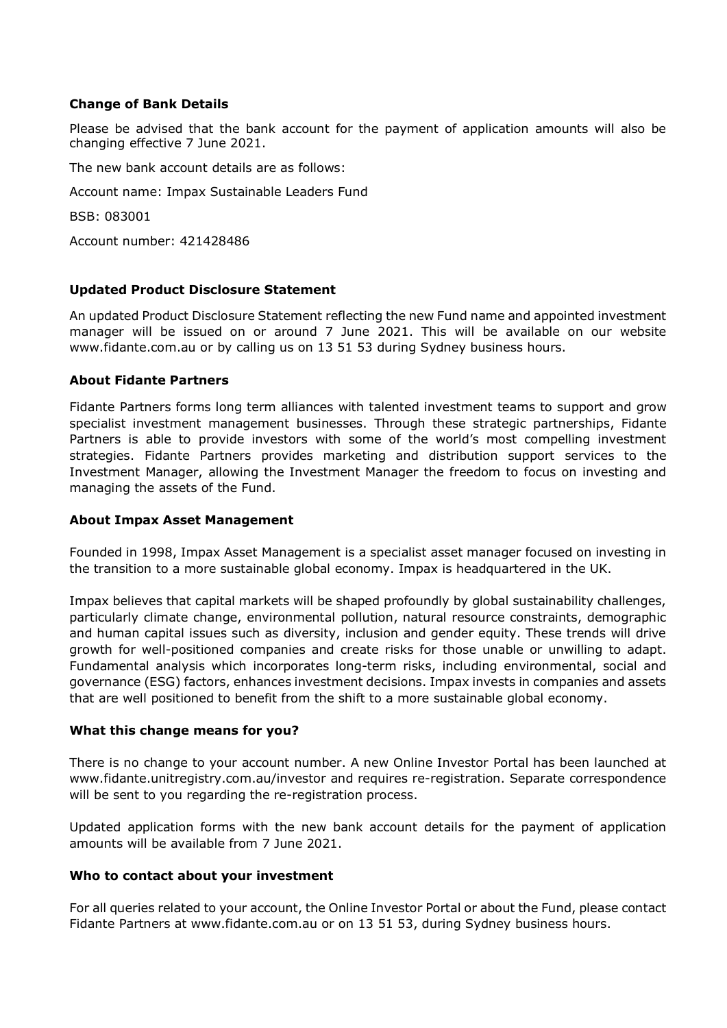### Change of Bank Details

Please be advised that the bank account for the payment of application amounts will also be changing effective 7 June 2021.

The new bank account details are as follows:

Account name: Impax Sustainable Leaders Fund

BSB: 083001

Account number: 421428486

### Updated Product Disclosure Statement

An updated Product Disclosure Statement reflecting the new Fund name and appointed investment manager will be issued on or around 7 June 2021. This will be available on our website www.fidante.com.au or by calling us on 13 51 53 during Sydney business hours.

### About Fidante Partners

Fidante Partners forms long term alliances with talented investment teams to support and grow specialist investment management businesses. Through these strategic partnerships, Fidante Partners is able to provide investors with some of the world's most compelling investment strategies. Fidante Partners provides marketing and distribution support services to the Investment Manager, allowing the Investment Manager the freedom to focus on investing and managing the assets of the Fund.

### About Impax Asset Management

Founded in 1998, Impax Asset Management is a specialist asset manager focused on investing in the transition to a more sustainable global economy. Impax is headquartered in the UK.

Impax believes that capital markets will be shaped profoundly by global sustainability challenges, particularly climate change, environmental pollution, natural resource constraints, demographic and human capital issues such as diversity, inclusion and gender equity. These trends will drive growth for well-positioned companies and create risks for those unable or unwilling to adapt. Fundamental analysis which incorporates long-term risks, including environmental, social and governance (ESG) factors, enhances investment decisions. Impax invests in companies and assets that are well positioned to benefit from the shift to a more sustainable global economy.

### What this change means for you?

There is no change to your account number. A new Online Investor Portal has been launched at www.fidante.unitregistry.com.au/investor and requires re-registration. Separate correspondence will be sent to you regarding the re-registration process.

Updated application forms with the new bank account details for the payment of application amounts will be available from 7 June 2021.

### Who to contact about your investment

For all queries related to your account, the Online Investor Portal or about the Fund, please contact Fidante Partners at www.fidante.com.au or on 13 51 53, during Sydney business hours.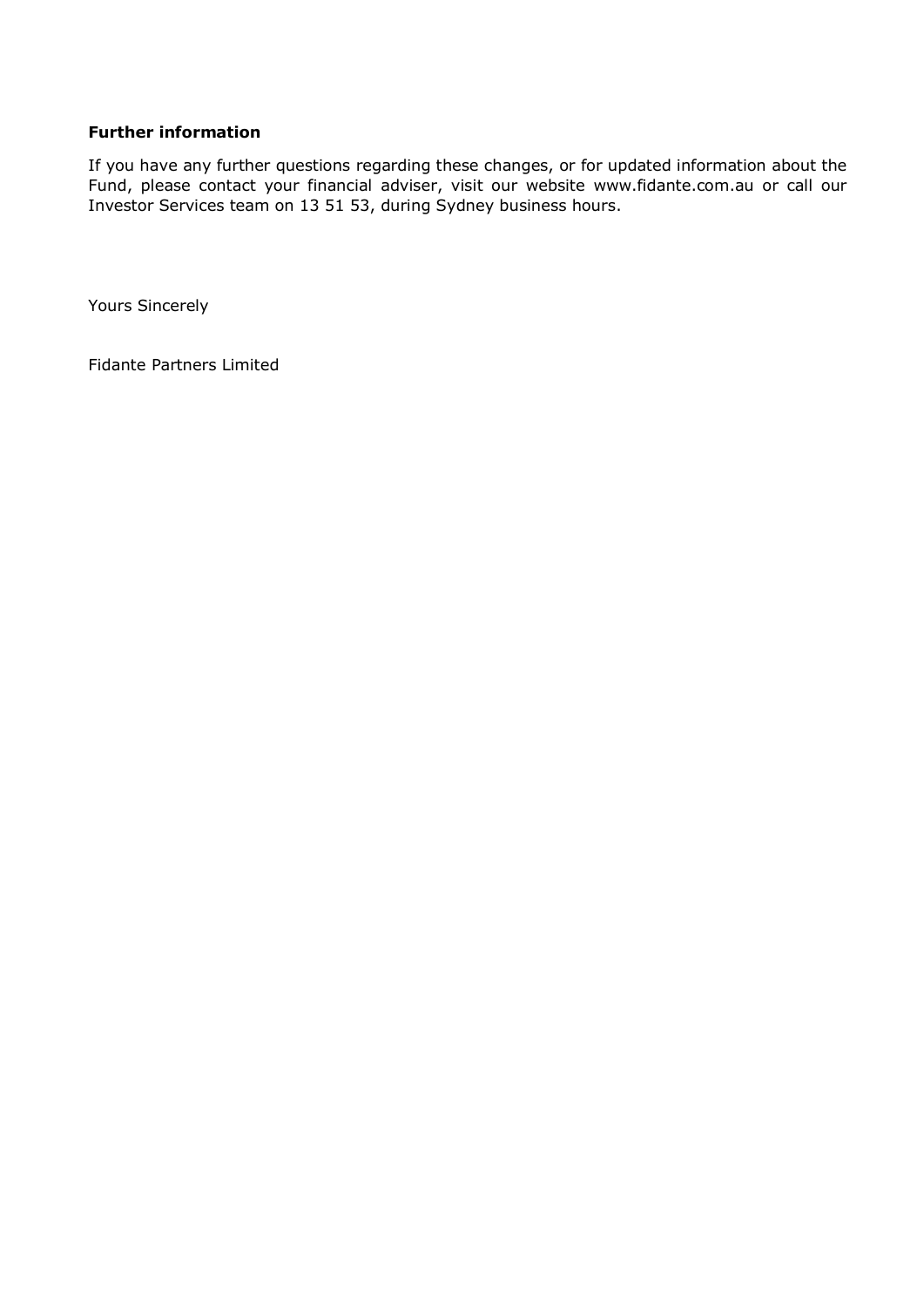**Further information**

If you have any further questions regarding these changes, or for updated information about the Fund, please contact your financial adviser, visit our website www.fidante.com.au or call our Investor Services team on 13 51 53, during Sydney business hours.

Yours Sincerely

Fidante Partners Limited